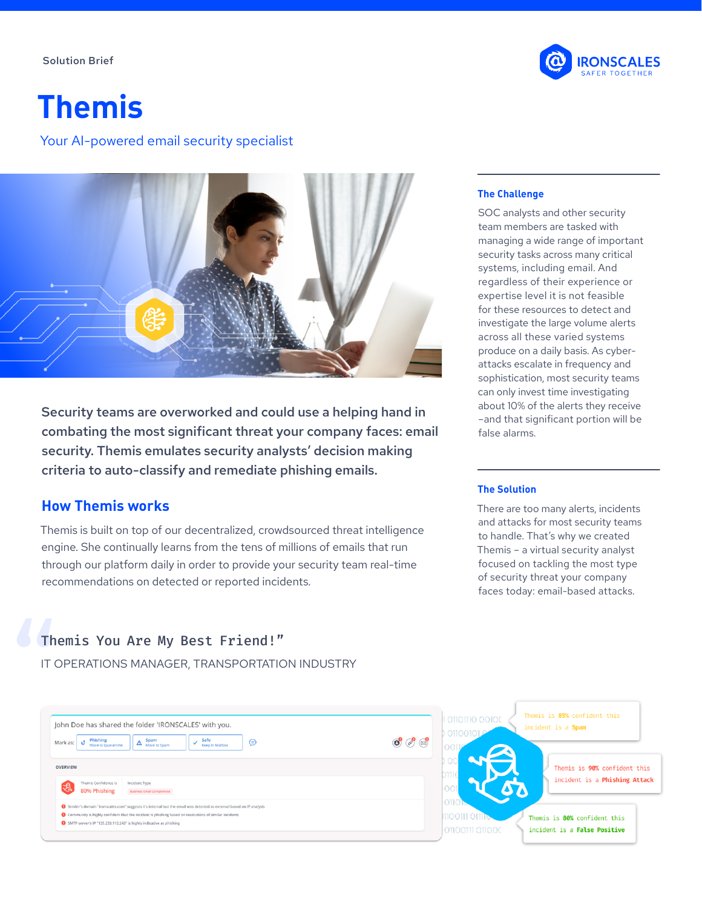Solution Brief

# Themis

Your AI-powered email security specialist

**Security teams are overworked and could use a helping hand in combating the most significant threat your company faces: email security. Themis emulates security analysts' decision making criteria to auto-classify and remediate phishing emails.**

## How Themis works

Themis is built on top of our decentralized, crowdsourced threat intelligence engine. She continually learns from the tens of millions of emails that run through our platform daily in order to provide your security team real-time recommendations on detected or reported incidents.

> Themis You Are My Best Friend!"
>
> IT OPERATIONS MANAGER, TRANSPORTATION INDUSTRY

### The Challenge

SOC analysts and other security team members are tasked with managing a wide range of important security tasks across many critical systems, including email. And regardless of their experience or expertise level it is not feasible for these resources to detect and investigate the large volume alerts across all these varied systems produce on a daily basis. As cyber-attacks escalate in frequency and sophistication, most security teams can only invest time investigating about 10% of the alerts they receive –and that significant portion will be false alarms.

### The Solution

There are too many alerts, incidents and attacks for most security teams to handle. That's why we created Themis – a virtual security analyst focused on tackling the most type of security threat your company faces today: email-based attacks.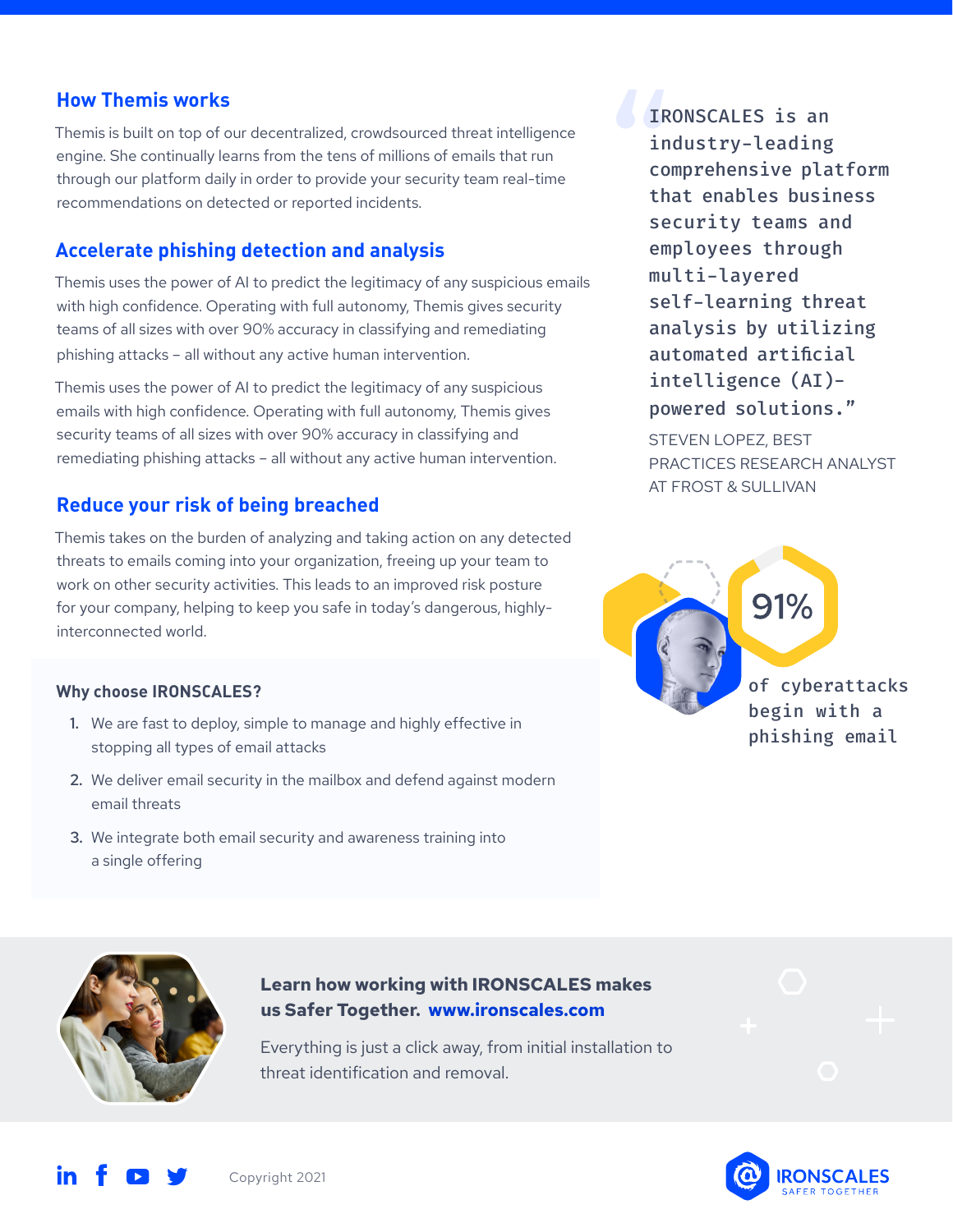## How Themis works

Themis is built on top of our decentralized, crowdsourced threat intelligence engine. She continually learns from the tens of millions of emails that run through our platform daily in order to provide your security team real-time recommendations on detected or reported incidents.

## Accelerate phishing detection and analysis

Themis uses the power of AI to predict the legitimacy of any suspicious emails with high confidence. Operating with full autonomy, Themis gives security teams of all sizes with over 90% accuracy in classifying and remediating phishing attacks – all without any active human intervention.

Themis uses the power of AI to predict the legitimacy of any suspicious emails with high confidence. Operating with full autonomy, Themis gives security teams of all sizes with over 90% accuracy in classifying and remediating phishing attacks – all without any active human intervention.

## Reduce your risk of being breached

Themis takes on the burden of analyzing and taking action on any detected threats to emails coming into your organization, freeing up your team to work on other security activities. This leads to an improved risk posture for your company, helping to keep you safe in today's dangerous, highly-interconnected world.

### Why choose IRONSCALES?

1. We are fast to deploy, simple to manage and highly effective in stopping all types of email attacks
2. We deliver email security in the mailbox and defend against modern email threats
3. We integrate both email security and awareness training into a single offering

> "IRONSCALES is an industry-leading comprehensive platform that enables business security teams and employees through multi-layered self-learning threat analysis by utilizing automated artificial intelligence (AI)-powered solutions."
>
> STEVEN LOPEZ, BEST PRACTICES RESEARCH ANALYST AT FROST & SULLIVAN

91%

of cyberattacks begin with a phishing email

**Learn how working with IRONSCALES makes us Safer Together. www.ironscales.com**

Everything is just a click away, from initial installation to threat identification and removal.

Copyright 2021

IRONSCALES
SAFER TOGETHER